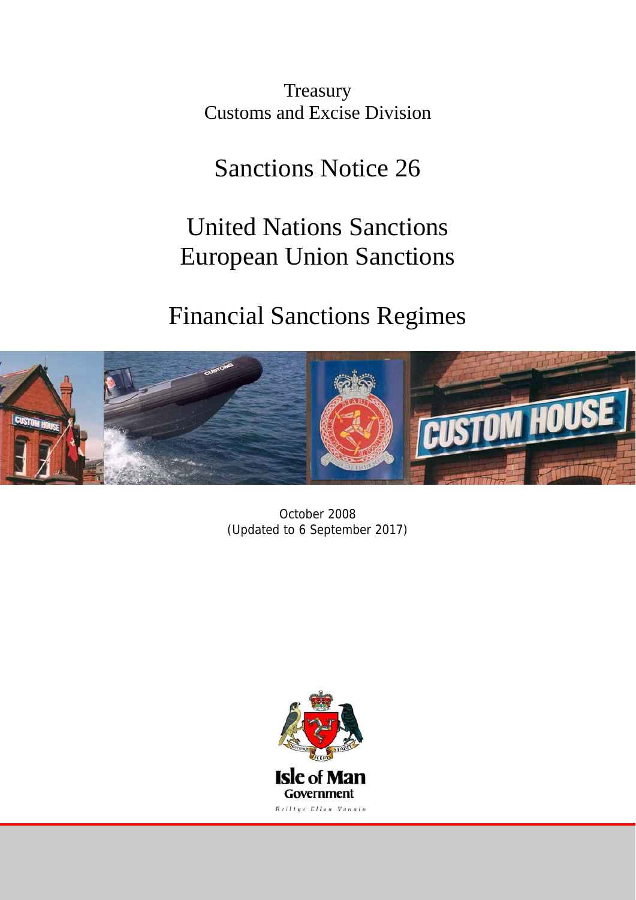Treasury
Customs and Excise Division

# Sanctions Notice 26

# United Nations Sanctions
# European Union Sanctions

# Financial Sanctions Regimes

October 2008
(Updated to 6 September 2017)

Isle of Man Government
Reiltys Ellan Vannin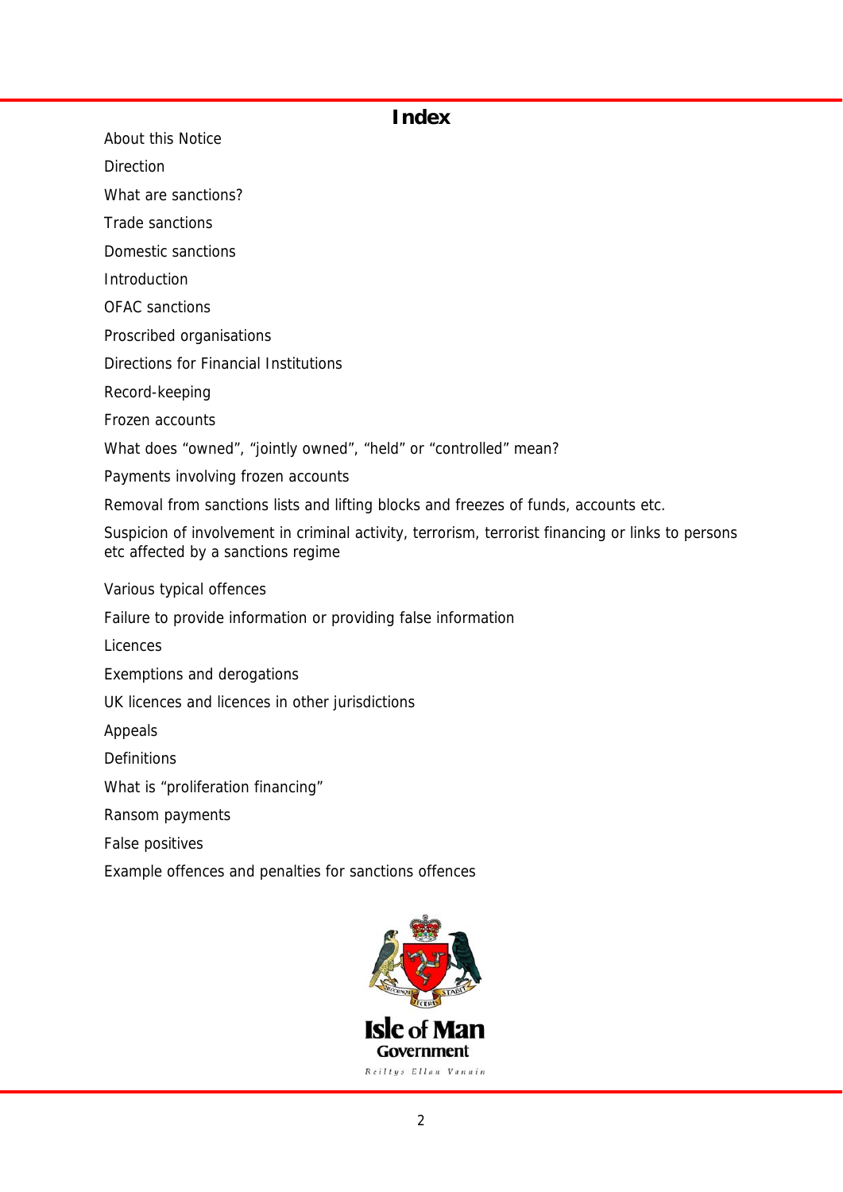# Index

About this Notice

Direction

What are sanctions?

Trade sanctions

Domestic sanctions

Introduction

OFAC sanctions

Proscribed organisations

Directions for Financial Institutions

Record-keeping

Frozen accounts

What does "owned", "jointly owned", "held" or "controlled" mean?

Payments involving frozen accounts

Removal from sanctions lists and lifting blocks and freezes of funds, accounts etc.

Suspicion of involvement in criminal activity, terrorism, terrorist financing or links to persons etc affected by a sanctions regime

Various typical offences

Failure to provide information or providing false information

Licences

Exemptions and derogations

UK licences and licences in other jurisdictions

Appeals

Definitions

What is "proliferation financing"

Ransom payments

False positives

Example offences and penalties for sanctions offences

Isle of Man Government

Reiltys Ellan Vannin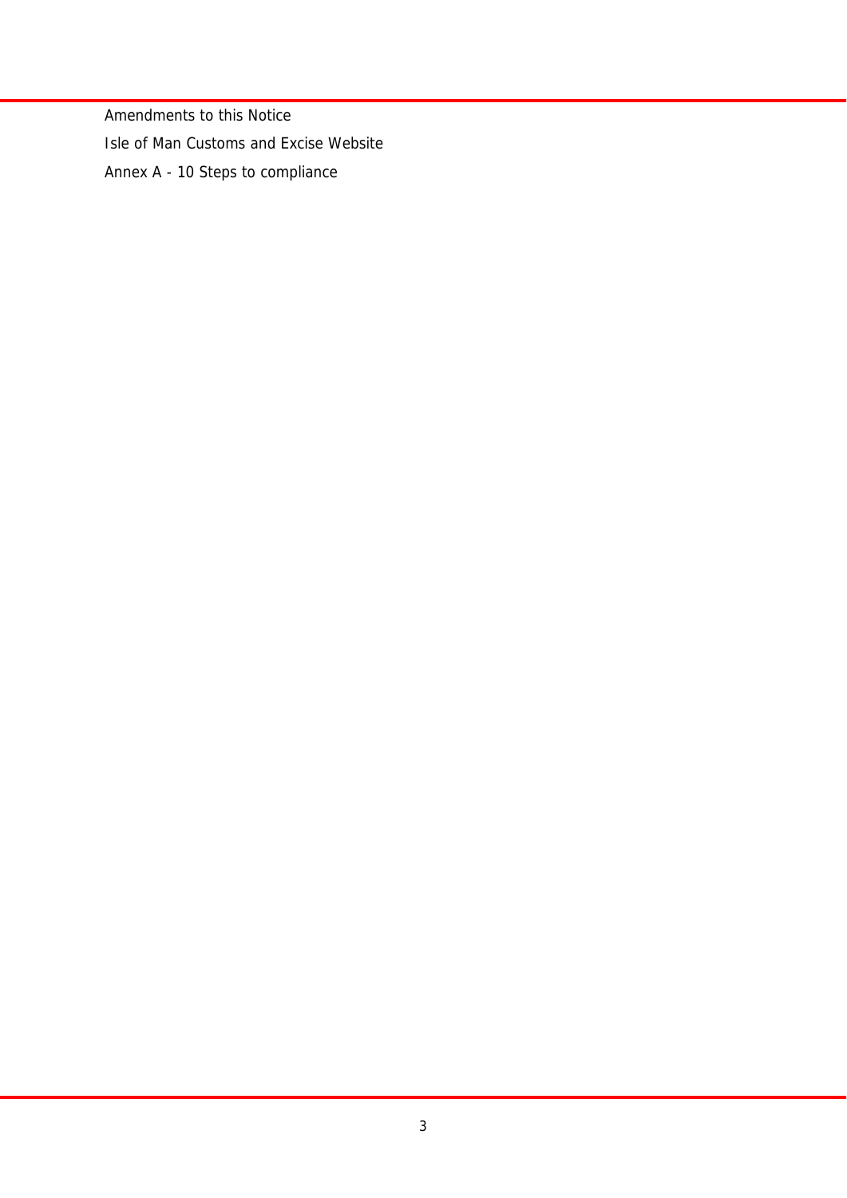Amendments to this Notice

Isle of Man Customs and Excise Website

Annex A - 10 Steps to compliance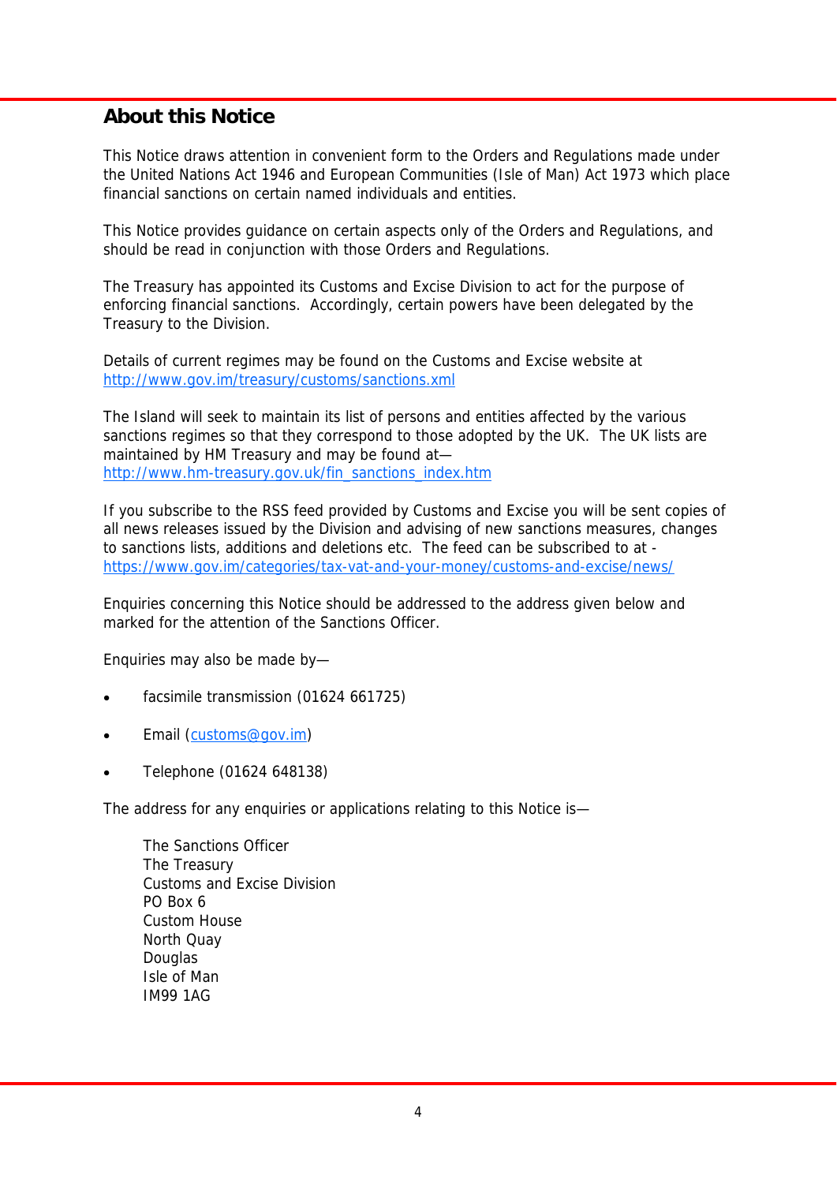## About this Notice

This Notice draws attention in convenient form to the Orders and Regulations made under the United Nations Act 1946 and European Communities (Isle of Man) Act 1973 which place financial sanctions on certain named individuals and entities.

This Notice provides guidance on certain aspects only of the Orders and Regulations, and should be read in conjunction with those Orders and Regulations.

The Treasury has appointed its Customs and Excise Division to act for the purpose of enforcing financial sanctions. Accordingly, certain powers have been delegated by the Treasury to the Division.

Details of current regimes may be found on the Customs and Excise website at http://www.gov.im/treasury/customs/sanctions.xml

The Island will seek to maintain its list of persons and entities affected by the various sanctions regimes so that they correspond to those adopted by the UK. The UK lists are maintained by HM Treasury and may be found at— http://www.hm-treasury.gov.uk/fin_sanctions_index.htm

If you subscribe to the RSS feed provided by Customs and Excise you will be sent copies of all news releases issued by the Division and advising of new sanctions measures, changes to sanctions lists, additions and deletions etc. The feed can be subscribed to at - https://www.gov.im/categories/tax-vat-and-your-money/customs-and-excise/news/

Enquiries concerning this Notice should be addressed to the address given below and marked for the attention of the Sanctions Officer.

Enquiries may also be made by—

- facsimile transmission (01624 661725)
- Email (customs@gov.im)
- Telephone (01624 648138)

The address for any enquiries or applications relating to this Notice is—

The Sanctions Officer
The Treasury
Customs and Excise Division
PO Box 6
Custom House
North Quay
Douglas
Isle of Man
IM99 1AG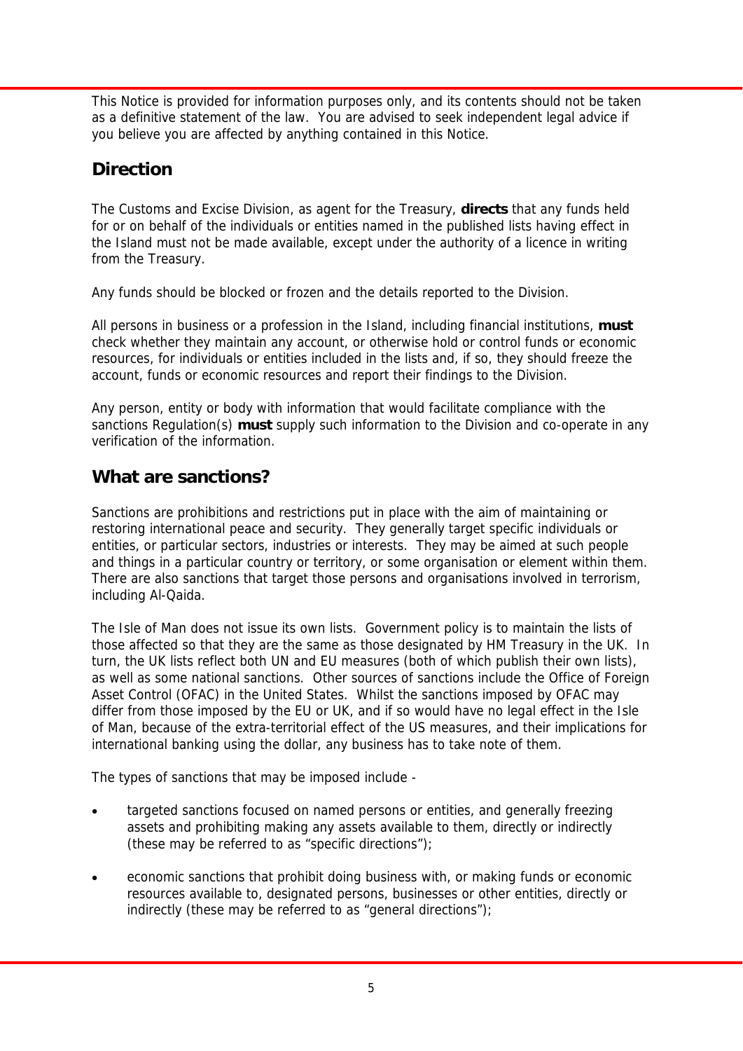This Notice is provided for information purposes only, and its contents should not be taken as a definitive statement of the law. You are advised to seek independent legal advice if you believe you are affected by anything contained in this Notice.

## Direction

The Customs and Excise Division, as agent for the Treasury, **directs** that any funds held for or on behalf of the individuals or entities named in the published lists having effect in the Island must not be made available, except under the authority of a licence in writing from the Treasury.

Any funds should be blocked or frozen and the details reported to the Division.

All persons in business or a profession in the Island, including financial institutions, **must** check whether they maintain any account, or otherwise hold or control funds or economic resources, for individuals or entities included in the lists and, if so, they should freeze the account, funds or economic resources and report their findings to the Division.

Any person, entity or body with information that would facilitate compliance with the sanctions Regulation(s) **must** supply such information to the Division and co-operate in any verification of the information.

## What are sanctions?

Sanctions are prohibitions and restrictions put in place with the aim of maintaining or restoring international peace and security. They generally target specific individuals or entities, or particular sectors, industries or interests. They may be aimed at such people and things in a particular country or territory, or some organisation or element within them. There are also sanctions that target those persons and organisations involved in terrorism, including Al-Qaida.

The Isle of Man does not issue its own lists. Government policy is to maintain the lists of those affected so that they are the same as those designated by HM Treasury in the UK. In turn, the UK lists reflect both UN and EU measures (both of which publish their own lists), as well as some national sanctions. Other sources of sanctions include the Office of Foreign Asset Control (OFAC) in the United States. Whilst the sanctions imposed by OFAC may differ from those imposed by the EU or UK, and if so would have no legal effect in the Isle of Man, because of the extra-territorial effect of the US measures, and their implications for international banking using the dollar, any business has to take note of them.

The types of sanctions that may be imposed include -

- targeted sanctions focused on named persons or entities, and generally freezing assets and prohibiting making any assets available to them, directly or indirectly (these may be referred to as "specific directions");
- economic sanctions that prohibit doing business with, or making funds or economic resources available to, designated persons, businesses or other entities, directly or indirectly (these may be referred to as "general directions");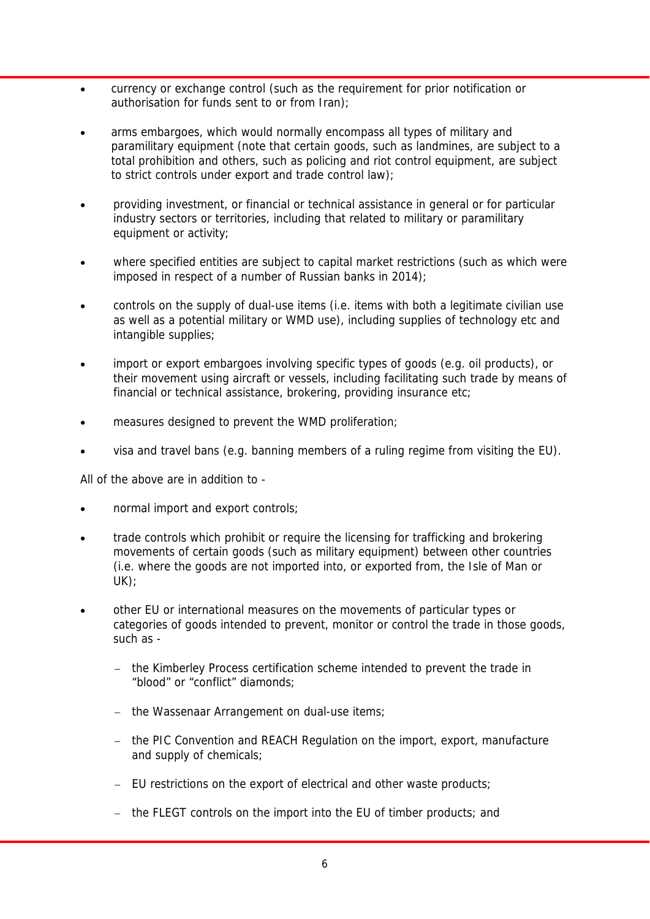- currency or exchange control (such as the requirement for prior notification or authorisation for funds sent to or from Iran);
- arms embargoes, which would normally encompass all types of military and paramilitary equipment (note that certain goods, such as landmines, are subject to a total prohibition and others, such as policing and riot control equipment, are subject to strict controls under export and trade control law);
- providing investment, or financial or technical assistance in general or for particular industry sectors or territories, including that related to military or paramilitary equipment or activity;
- where specified entities are subject to capital market restrictions (such as which were imposed in respect of a number of Russian banks in 2014);
- controls on the supply of dual-use items (i.e. items with both a legitimate civilian use as well as a potential military or WMD use), including supplies of technology etc and intangible supplies;
- import or export embargoes involving specific types of goods (e.g. oil products), or their movement using aircraft or vessels, including facilitating such trade by means of financial or technical assistance, brokering, providing insurance etc;
- measures designed to prevent the WMD proliferation;
- visa and travel bans (e.g. banning members of a ruling regime from visiting the EU).

All of the above are in addition to -

- normal import and export controls;
- trade controls which prohibit or require the licensing for trafficking and brokering movements of certain goods (such as military equipment) between other countries (i.e. where the goods are not imported into, or exported from, the Isle of Man or UK);
- other EU or international measures on the movements of particular types or categories of goods intended to prevent, monitor or control the trade in those goods, such as -
  - the Kimberley Process certification scheme intended to prevent the trade in "blood" or "conflict" diamonds;
  - the Wassenaar Arrangement on dual-use items;
  - the PIC Convention and REACH Regulation on the import, export, manufacture and supply of chemicals;
  - EU restrictions on the export of electrical and other waste products;
  - the FLEGT controls on the import into the EU of timber products; and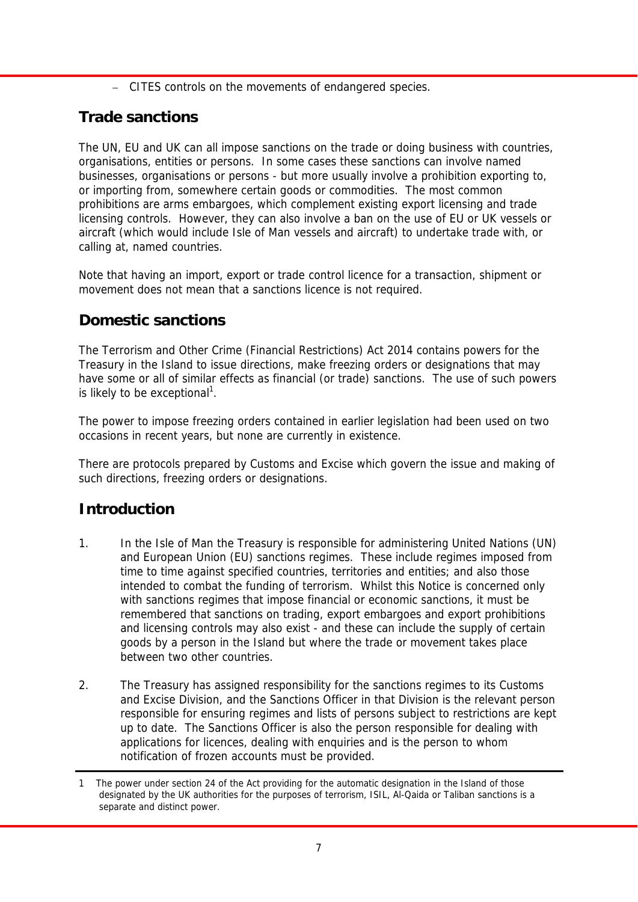– CITES controls on the movements of endangered species.

## Trade sanctions

The UN, EU and UK can all impose sanctions on the trade or doing business with countries, organisations, entities or persons. In some cases these sanctions can involve named businesses, organisations or persons - but more usually involve a prohibition exporting to, or importing from, somewhere certain goods or commodities. The most common prohibitions are arms embargoes, which complement existing export licensing and trade licensing controls. However, they can also involve a ban on the use of EU or UK vessels or aircraft (which would include Isle of Man vessels and aircraft) to undertake trade with, or calling at, named countries.

Note that having an import, export or trade control licence for a transaction, shipment or movement does not mean that a sanctions licence is not required.

## Domestic sanctions

The Terrorism and Other Crime (Financial Restrictions) Act 2014 contains powers for the Treasury in the Island to issue directions, make freezing orders or designations that may have some or all of similar effects as financial (or trade) sanctions. The use of such powers is likely to be exceptional[1].

The power to impose freezing orders contained in earlier legislation had been used on two occasions in recent years, but none are currently in existence.

There are protocols prepared by Customs and Excise which govern the issue and making of such directions, freezing orders or designations.

## Introduction

1. In the Isle of Man the Treasury is responsible for administering United Nations (UN) and European Union (EU) sanctions regimes. These include regimes imposed from time to time against specified countries, territories and entities; and also those intended to combat the funding of terrorism. Whilst this Notice is concerned only with sanctions regimes that impose financial or economic sanctions, it must be remembered that sanctions on trading, export embargoes and export prohibitions and licensing controls may also exist - and these can include the supply of certain goods by a person in the Island but where the trade or movement takes place between two other countries.

2. The Treasury has assigned responsibility for the sanctions regimes to its Customs and Excise Division, and the Sanctions Officer in that Division is the relevant person responsible for ensuring regimes and lists of persons subject to restrictions are kept up to date. The Sanctions Officer is also the person responsible for dealing with applications for licences, dealing with enquiries and is the person to whom notification of frozen accounts must be provided.

---

1 The power under section 24 of the Act providing for the automatic designation in the Island of those designated by the UK authorities for the purposes of terrorism, ISIL, Al-Qaida or Taliban sanctions is a separate and distinct power.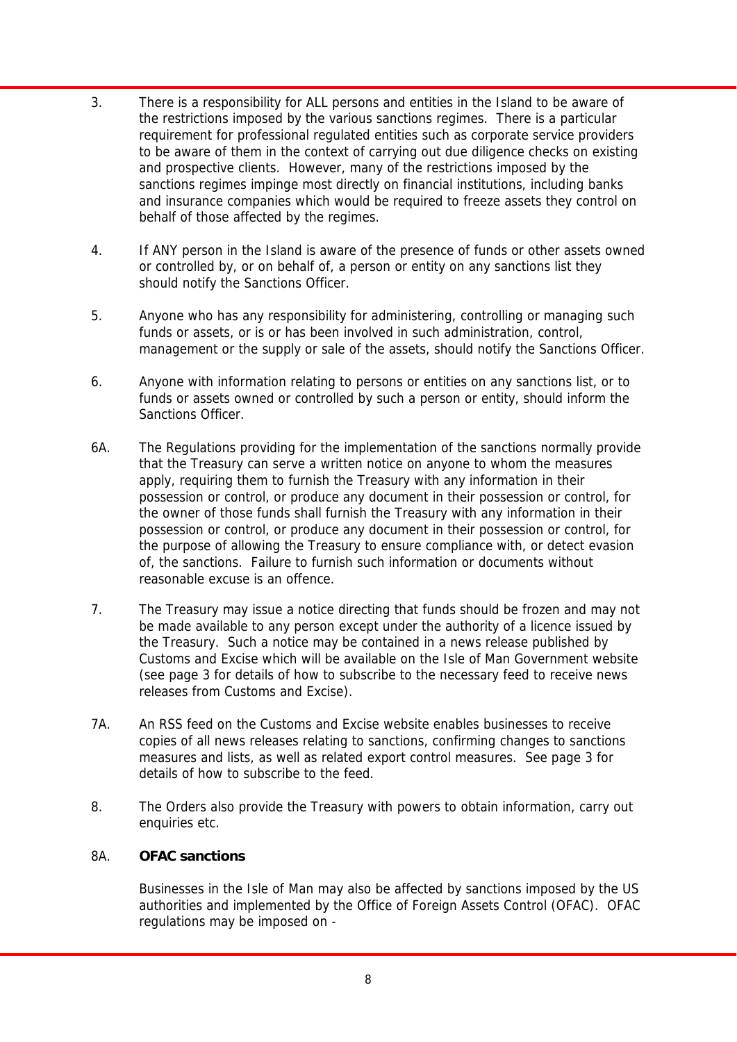3. There is a responsibility for ALL persons and entities in the Island to be aware of the restrictions imposed by the various sanctions regimes. There is a particular requirement for professional regulated entities such as corporate service providers to be aware of them in the context of carrying out due diligence checks on existing and prospective clients. However, many of the restrictions imposed by the sanctions regimes impinge most directly on financial institutions, including banks and insurance companies which would be required to freeze assets they control on behalf of those affected by the regimes.

4. If ANY person in the Island is aware of the presence of funds or other assets owned or controlled by, or on behalf of, a person or entity on any sanctions list they should notify the Sanctions Officer.

5. Anyone who has any responsibility for administering, controlling or managing such funds or assets, or is or has been involved in such administration, control, management or the supply or sale of the assets, should notify the Sanctions Officer.

6. Anyone with information relating to persons or entities on any sanctions list, or to funds or assets owned or controlled by such a person or entity, should inform the Sanctions Officer.

6A. The Regulations providing for the implementation of the sanctions normally provide that the Treasury can serve a written notice on anyone to whom the measures apply, requiring them to furnish the Treasury with any information in their possession or control, or produce any document in their possession or control, for the owner of those funds shall furnish the Treasury with any information in their possession or control, or produce any document in their possession or control, for the purpose of allowing the Treasury to ensure compliance with, or detect evasion of, the sanctions. Failure to furnish such information or documents without reasonable excuse is an offence.

7. The Treasury may issue a notice directing that funds should be frozen and may not be made available to any person except under the authority of a licence issued by the Treasury. Such a notice may be contained in a news release published by Customs and Excise which will be available on the Isle of Man Government website (see page 3 for details of how to subscribe to the necessary feed to receive news releases from Customs and Excise).

7A. An RSS feed on the Customs and Excise website enables businesses to receive copies of all news releases relating to sanctions, confirming changes to sanctions measures and lists, as well as related export control measures. See page 3 for details of how to subscribe to the feed.

8. The Orders also provide the Treasury with powers to obtain information, carry out enquiries etc.

8A. **OFAC sanctions**

Businesses in the Isle of Man may also be affected by sanctions imposed by the US authorities and implemented by the Office of Foreign Assets Control (OFAC). OFAC regulations may be imposed on -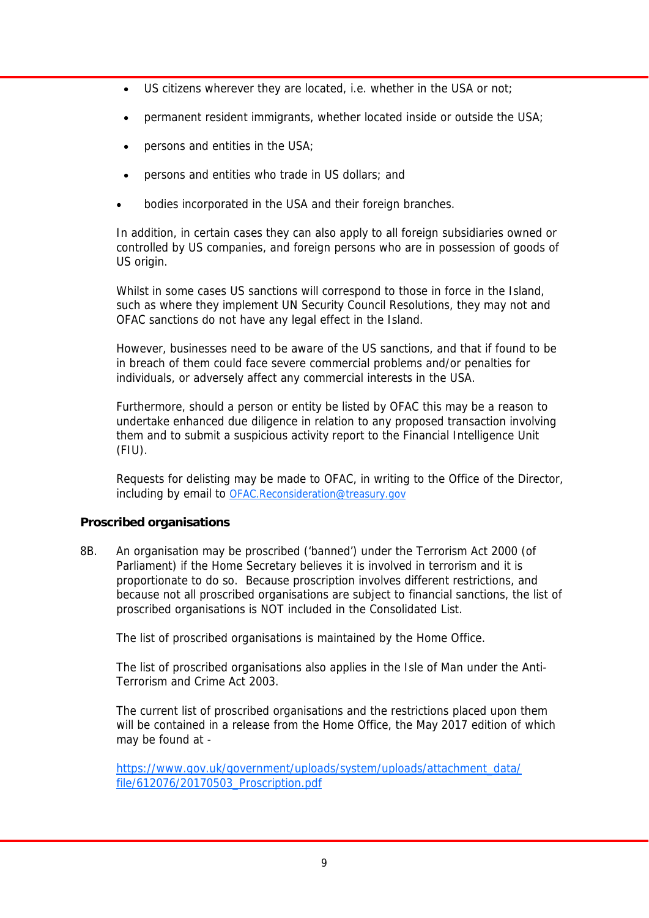- US citizens wherever they are located, i.e. whether in the USA or not;
- permanent resident immigrants, whether located inside or outside the USA;
- persons and entities in the USA;
- persons and entities who trade in US dollars; and
- bodies incorporated in the USA and their foreign branches.

In addition, in certain cases they can also apply to all foreign subsidiaries owned or controlled by US companies, and foreign persons who are in possession of goods of US origin.

Whilst in some cases US sanctions will correspond to those in force in the Island, such as where they implement UN Security Council Resolutions, they may not and OFAC sanctions do not have any legal effect in the Island.

However, businesses need to be aware of the US sanctions, and that if found to be in breach of them could face severe commercial problems and/or penalties for individuals, or adversely affect any commercial interests in the USA.

Furthermore, should a person or entity be listed by OFAC this may be a reason to undertake enhanced due diligence in relation to any proposed transaction involving them and to submit a suspicious activity report to the Financial Intelligence Unit (FIU).

Requests for delisting may be made to OFAC, in writing to the Office of the Director, including by email to OFAC.Reconsideration@treasury.gov

**Proscribed organisations**

8B. An organisation may be proscribed ('banned') under the Terrorism Act 2000 (of Parliament) if the Home Secretary believes it is involved in terrorism and it is proportionate to do so. Because proscription involves different restrictions, and because not all proscribed organisations are subject to financial sanctions, the list of proscribed organisations is NOT included in the Consolidated List.

The list of proscribed organisations is maintained by the Home Office.

The list of proscribed organisations also applies in the Isle of Man under the Anti-Terrorism and Crime Act 2003.

The current list of proscribed organisations and the restrictions placed upon them will be contained in a release from the Home Office, the May 2017 edition of which may be found at -

https://www.gov.uk/government/uploads/system/uploads/attachment_data/file/612076/20170503_Proscription.pdf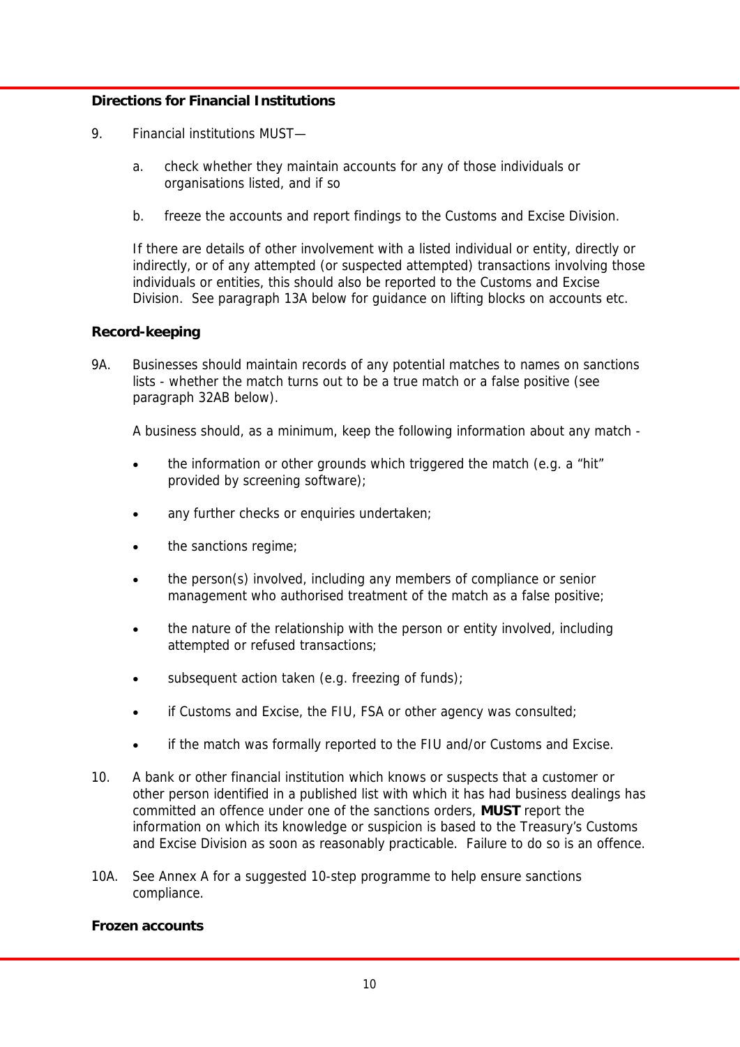**Directions for Financial Institutions**

9. Financial institutions MUST—

   a. check whether they maintain accounts for any of those individuals or organisations listed, and if so

   b. freeze the accounts and report findings to the Customs and Excise Division.

   If there are details of other involvement with a listed individual or entity, directly or indirectly, or of any attempted (or suspected attempted) transactions involving those individuals or entities, this should also be reported to the Customs and Excise Division. See paragraph 13A below for guidance on lifting blocks on accounts etc.

**Record-keeping**

9A. Businesses should maintain records of any potential matches to names on sanctions lists - whether the match turns out to be a true match or a false positive (see paragraph 32AB below).

   A business should, as a minimum, keep the following information about any match -

   - the information or other grounds which triggered the match (e.g. a "hit" provided by screening software);
   - any further checks or enquiries undertaken;
   - the sanctions regime;
   - the person(s) involved, including any members of compliance or senior management who authorised treatment of the match as a false positive;
   - the nature of the relationship with the person or entity involved, including attempted or refused transactions;
   - subsequent action taken (e.g. freezing of funds);
   - if Customs and Excise, the FIU, FSA or other agency was consulted;
   - if the match was formally reported to the FIU and/or Customs and Excise.

10. A bank or other financial institution which knows or suspects that a customer or other person identified in a published list with which it has had business dealings has committed an offence under one of the sanctions orders, **MUST** report the information on which its knowledge or suspicion is based to the Treasury's Customs and Excise Division as soon as reasonably practicable. Failure to do so is an offence.

10A. See Annex A for a suggested 10-step programme to help ensure sanctions compliance.

**Frozen accounts**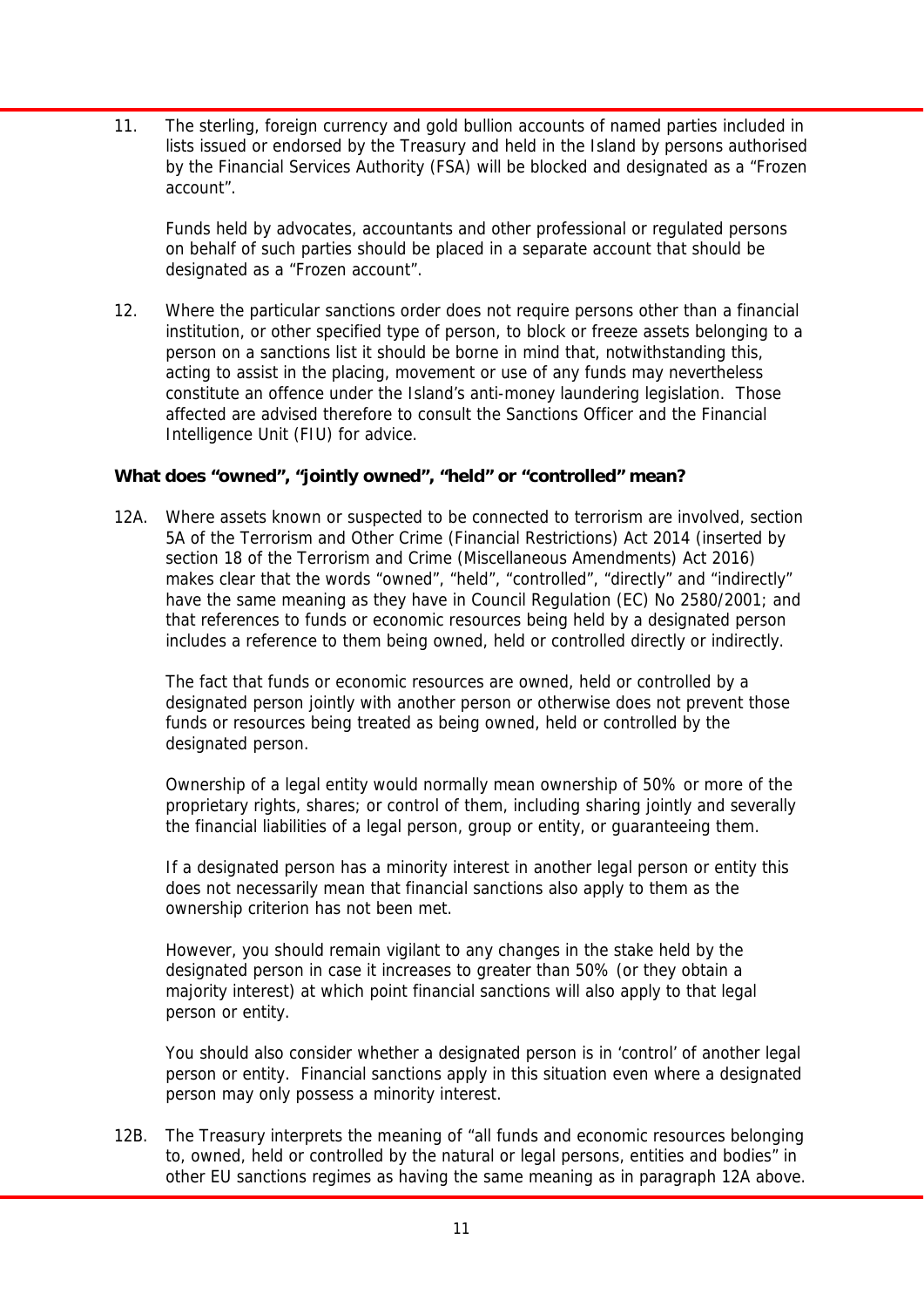11. The sterling, foreign currency and gold bullion accounts of named parties included in lists issued or endorsed by the Treasury and held in the Island by persons authorised by the Financial Services Authority (FSA) will be blocked and designated as a "Frozen account".

    Funds held by advocates, accountants and other professional or regulated persons on behalf of such parties should be placed in a separate account that should be designated as a "Frozen account".

12. Where the particular sanctions order does not require persons other than a financial institution, or other specified type of person, to block or freeze assets belonging to a person on a sanctions list it should be borne in mind that, notwithstanding this, acting to assist in the placing, movement or use of any funds may nevertheless constitute an offence under the Island's anti-money laundering legislation. Those affected are advised therefore to consult the Sanctions Officer and the Financial Intelligence Unit (FIU) for advice.

**What does "owned", "jointly owned", "held" or "controlled" mean?**

12A. Where assets known or suspected to be connected to terrorism are involved, section 5A of the Terrorism and Other Crime (Financial Restrictions) Act 2014 (inserted by section 18 of the Terrorism and Crime (Miscellaneous Amendments) Act 2016) makes clear that the words "owned", "held", "controlled", "directly" and "indirectly" have the same meaning as they have in Council Regulation (EC) No 2580/2001; and that references to funds or economic resources being held by a designated person includes a reference to them being owned, held or controlled directly or indirectly.

The fact that funds or economic resources are owned, held or controlled by a designated person jointly with another person or otherwise does not prevent those funds or resources being treated as being owned, held or controlled by the designated person.

Ownership of a legal entity would normally mean ownership of 50% or more of the proprietary rights, shares; or control of them, including sharing jointly and severally the financial liabilities of a legal person, group or entity, or guaranteeing them.

If a designated person has a minority interest in another legal person or entity this does not necessarily mean that financial sanctions also apply to them as the ownership criterion has not been met.

However, you should remain vigilant to any changes in the stake held by the designated person in case it increases to greater than 50% (or they obtain a majority interest) at which point financial sanctions will also apply to that legal person or entity.

You should also consider whether a designated person is in 'control' of another legal person or entity. Financial sanctions apply in this situation even where a designated person may only possess a minority interest.

12B. The Treasury interprets the meaning of "all funds and economic resources belonging to, owned, held or controlled by the natural or legal persons, entities and bodies" in other EU sanctions regimes as having the same meaning as in paragraph 12A above.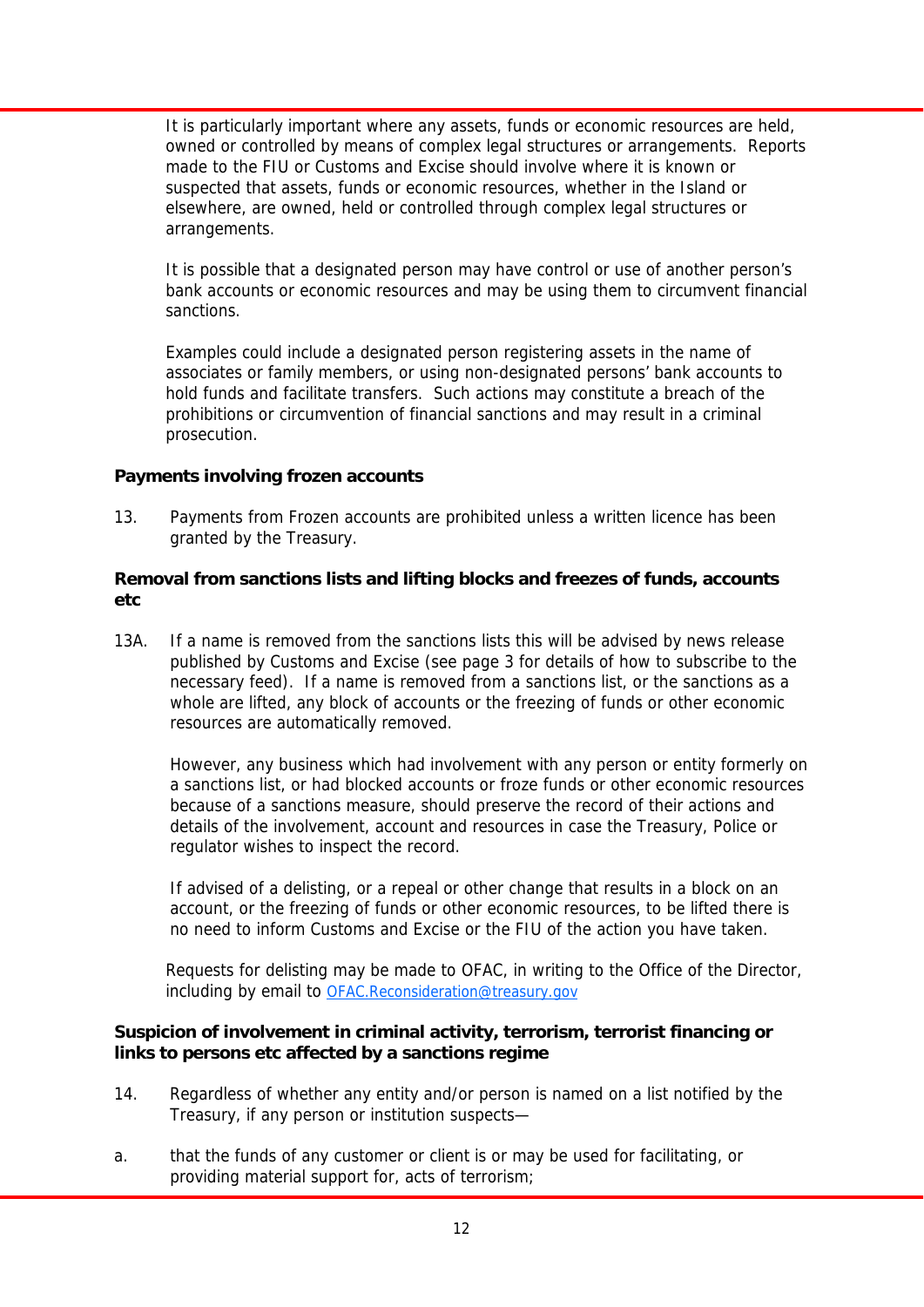It is particularly important where any assets, funds or economic resources are held, owned or controlled by means of complex legal structures or arrangements. Reports made to the FIU or Customs and Excise should involve where it is known or suspected that assets, funds or economic resources, whether in the Island or elsewhere, are owned, held or controlled through complex legal structures or arrangements.

It is possible that a designated person may have control or use of another person's bank accounts or economic resources and may be using them to circumvent financial sanctions.

Examples could include a designated person registering assets in the name of associates or family members, or using non-designated persons' bank accounts to hold funds and facilitate transfers. Such actions may constitute a breach of the prohibitions or circumvention of financial sanctions and may result in a criminal prosecution.

**Payments involving frozen accounts**

13. Payments from Frozen accounts are prohibited unless a written licence has been granted by the Treasury.

**Removal from sanctions lists and lifting blocks and freezes of funds, accounts etc**

13A. If a name is removed from the sanctions lists this will be advised by news release published by Customs and Excise (see page 3 for details of how to subscribe to the necessary feed). If a name is removed from a sanctions list, or the sanctions as a whole are lifted, any block of accounts or the freezing of funds or other economic resources are automatically removed.

However, any business which had involvement with any person or entity formerly on a sanctions list, or had blocked accounts or froze funds or other economic resources because of a sanctions measure, should preserve the record of their actions and details of the involvement, account and resources in case the Treasury, Police or regulator wishes to inspect the record.

If advised of a delisting, or a repeal or other change that results in a block on an account, or the freezing of funds or other economic resources, to be lifted there is no need to inform Customs and Excise or the FIU of the action you have taken.

Requests for delisting may be made to OFAC, in writing to the Office of the Director, including by email to OFAC.Reconsideration@treasury.gov

**Suspicion of involvement in criminal activity, terrorism, terrorist financing or links to persons etc affected by a sanctions regime**

14. Regardless of whether any entity and/or person is named on a list notified by the Treasury, if any person or institution suspects—

a. that the funds of any customer or client is or may be used for facilitating, or providing material support for, acts of terrorism;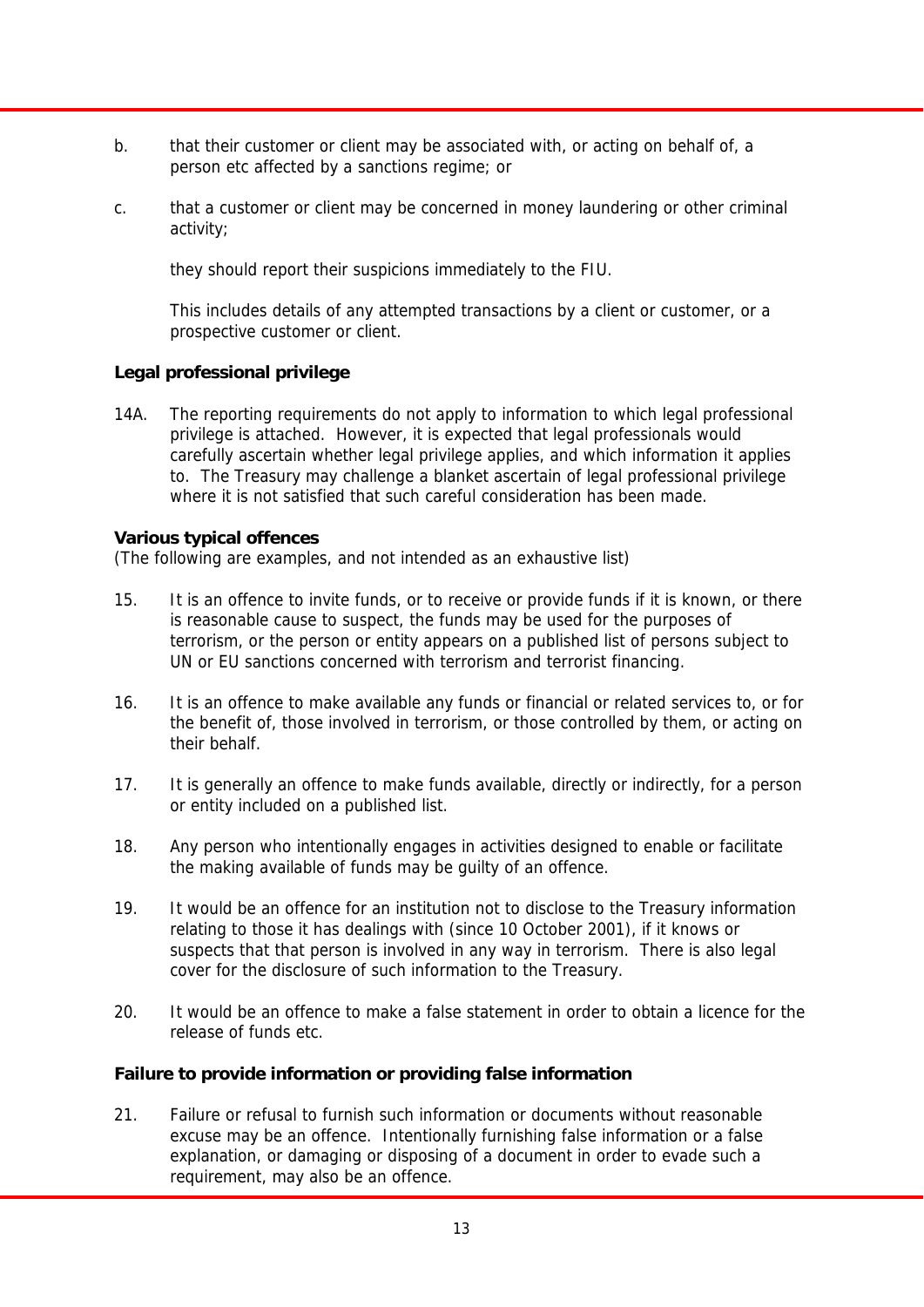b. that their customer or client may be associated with, or acting on behalf of, a person etc affected by a sanctions regime; or

c. that a customer or client may be concerned in money laundering or other criminal activity;

they should report their suspicions immediately to the FIU.

This includes details of any attempted transactions by a client or customer, or a prospective customer or client.

**Legal professional privilege**

14A. The reporting requirements do not apply to information to which legal professional privilege is attached. However, it is expected that legal professionals would carefully ascertain whether legal privilege applies, and which information it applies to. The Treasury may challenge a blanket ascertain of legal professional privilege where it is not satisfied that such careful consideration has been made.

**Various typical offences**

(The following are examples, and not intended as an exhaustive list)

15. It is an offence to invite funds, or to receive or provide funds if it is known, or there is reasonable cause to suspect, the funds may be used for the purposes of terrorism, or the person or entity appears on a published list of persons subject to UN or EU sanctions concerned with terrorism and terrorist financing.

16. It is an offence to make available any funds or financial or related services to, or for the benefit of, those involved in terrorism, or those controlled by them, or acting on their behalf.

17. It is generally an offence to make funds available, directly or indirectly, for a person or entity included on a published list.

18. Any person who intentionally engages in activities designed to enable or facilitate the making available of funds may be guilty of an offence.

19. It would be an offence for an institution not to disclose to the Treasury information relating to those it has dealings with (since 10 October 2001), if it knows or suspects that that person is involved in any way in terrorism. There is also legal cover for the disclosure of such information to the Treasury.

20. It would be an offence to make a false statement in order to obtain a licence for the release of funds etc.

**Failure to provide information or providing false information**

21. Failure or refusal to furnish such information or documents without reasonable excuse may be an offence. Intentionally furnishing false information or a false explanation, or damaging or disposing of a document in order to evade such a requirement, may also be an offence.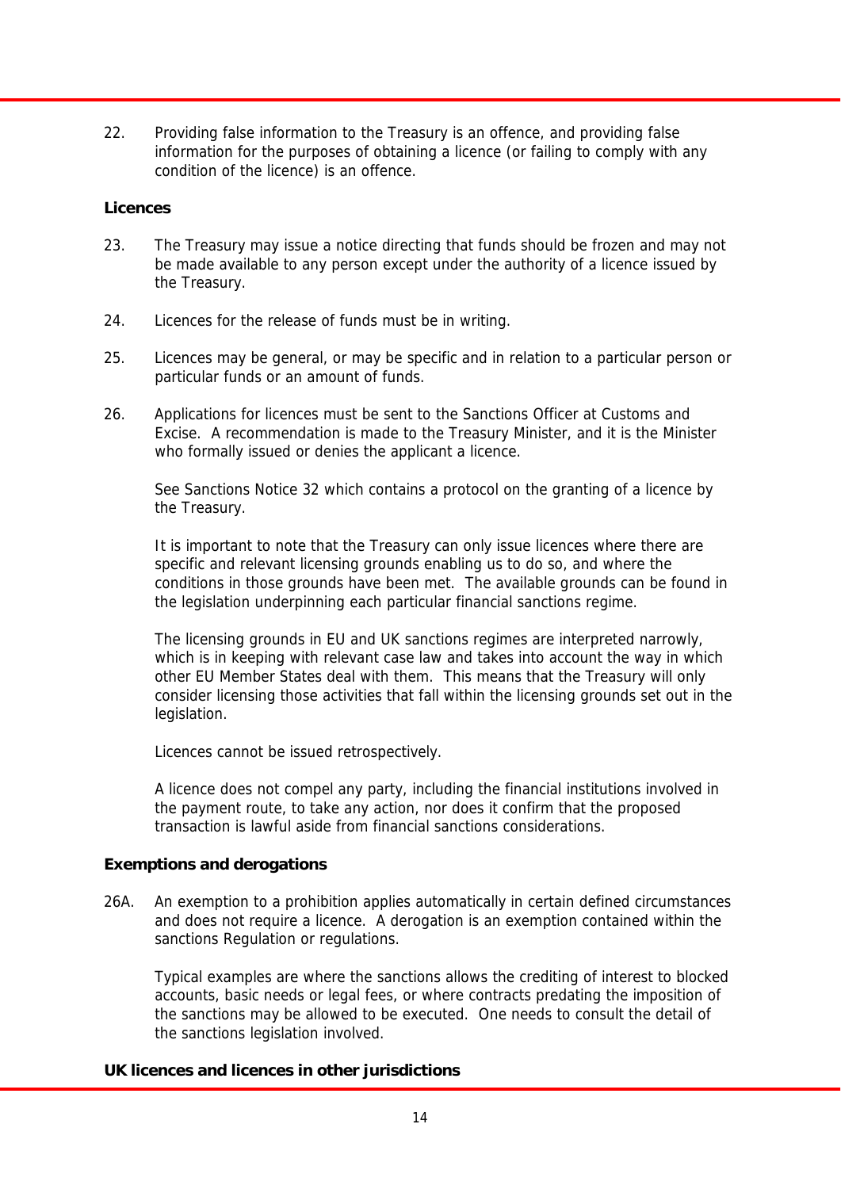22. Providing false information to the Treasury is an offence, and providing false information for the purposes of obtaining a licence (or failing to comply with any condition of the licence) is an offence.

**Licences**

23. The Treasury may issue a notice directing that funds should be frozen and may not be made available to any person except under the authority of a licence issued by the Treasury.

24. Licences for the release of funds must be in writing.

25. Licences may be general, or may be specific and in relation to a particular person or particular funds or an amount of funds.

26. Applications for licences must be sent to the Sanctions Officer at Customs and Excise. A recommendation is made to the Treasury Minister, and it is the Minister who formally issued or denies the applicant a licence.

    See Sanctions Notice 32 which contains a protocol on the granting of a licence by the Treasury.

    It is important to note that the Treasury can only issue licences where there are specific and relevant licensing grounds enabling us to do so, and where the conditions in those grounds have been met. The available grounds can be found in the legislation underpinning each particular financial sanctions regime.

    The licensing grounds in EU and UK sanctions regimes are interpreted narrowly, which is in keeping with relevant case law and takes into account the way in which other EU Member States deal with them. This means that the Treasury will only consider licensing those activities that fall within the licensing grounds set out in the legislation.

    Licences cannot be issued retrospectively.

    A licence does not compel any party, including the financial institutions involved in the payment route, to take any action, nor does it confirm that the proposed transaction is lawful aside from financial sanctions considerations.

**Exemptions and derogations**

26A. An exemption to a prohibition applies automatically in certain defined circumstances and does not require a licence. A derogation is an exemption contained within the sanctions Regulation or regulations.

    Typical examples are where the sanctions allows the crediting of interest to blocked accounts, basic needs or legal fees, or where contracts predating the imposition of the sanctions may be allowed to be executed. One needs to consult the detail of the sanctions legislation involved.

**UK licences and licences in other jurisdictions**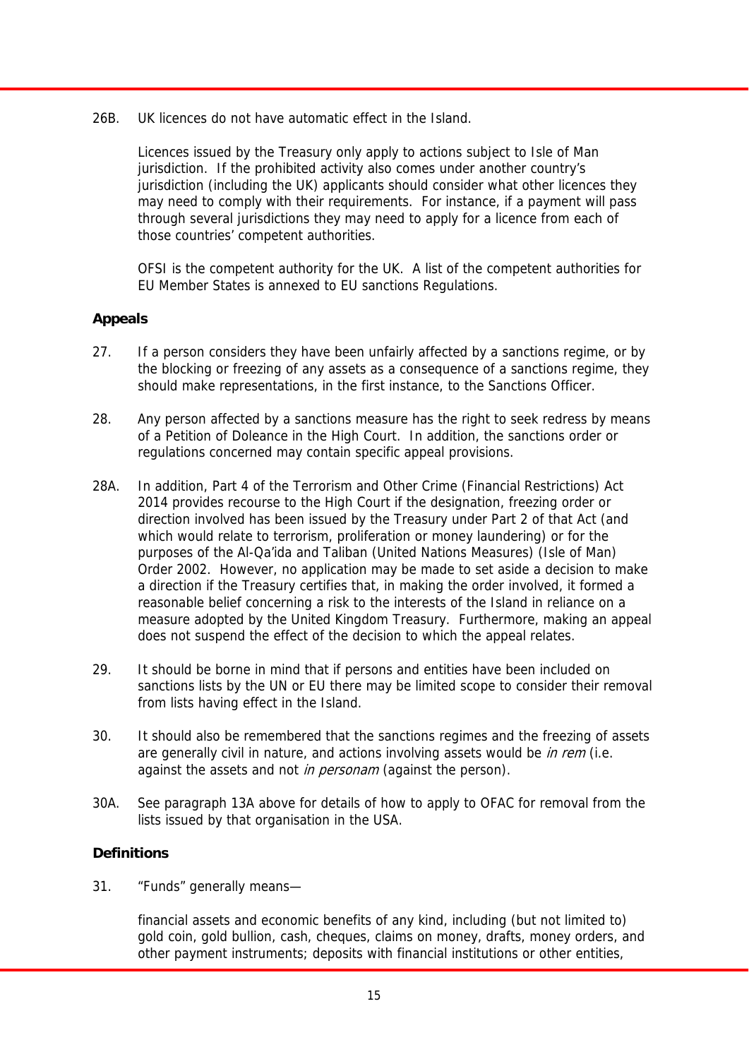26B. UK licences do not have automatic effect in the Island.

Licences issued by the Treasury only apply to actions subject to Isle of Man jurisdiction. If the prohibited activity also comes under another country's jurisdiction (including the UK) applicants should consider what other licences they may need to comply with their requirements. For instance, if a payment will pass through several jurisdictions they may need to apply for a licence from each of those countries' competent authorities.

OFSI is the competent authority for the UK. A list of the competent authorities for EU Member States is annexed to EU sanctions Regulations.

**Appeals**

27. If a person considers they have been unfairly affected by a sanctions regime, or by the blocking or freezing of any assets as a consequence of a sanctions regime, they should make representations, in the first instance, to the Sanctions Officer.

28. Any person affected by a sanctions measure has the right to seek redress by means of a Petition of Doleance in the High Court. In addition, the sanctions order or regulations concerned may contain specific appeal provisions.

28A. In addition, Part 4 of the Terrorism and Other Crime (Financial Restrictions) Act 2014 provides recourse to the High Court if the designation, freezing order or direction involved has been issued by the Treasury under Part 2 of that Act (and which would relate to terrorism, proliferation or money laundering) or for the purposes of the Al-Qa'ida and Taliban (United Nations Measures) (Isle of Man) Order 2002. However, no application may be made to set aside a decision to make a direction if the Treasury certifies that, in making the order involved, it formed a reasonable belief concerning a risk to the interests of the Island in reliance on a measure adopted by the United Kingdom Treasury. Furthermore, making an appeal does not suspend the effect of the decision to which the appeal relates.

29. It should be borne in mind that if persons and entities have been included on sanctions lists by the UN or EU there may be limited scope to consider their removal from lists having effect in the Island.

30. It should also be remembered that the sanctions regimes and the freezing of assets are generally civil in nature, and actions involving assets would be *in rem* (i.e. against the assets and not *in personam* (against the person).

30A. See paragraph 13A above for details of how to apply to OFAC for removal from the lists issued by that organisation in the USA.

**Definitions**

31. "Funds" generally means—

financial assets and economic benefits of any kind, including (but not limited to) gold coin, gold bullion, cash, cheques, claims on money, drafts, money orders, and other payment instruments; deposits with financial institutions or other entities,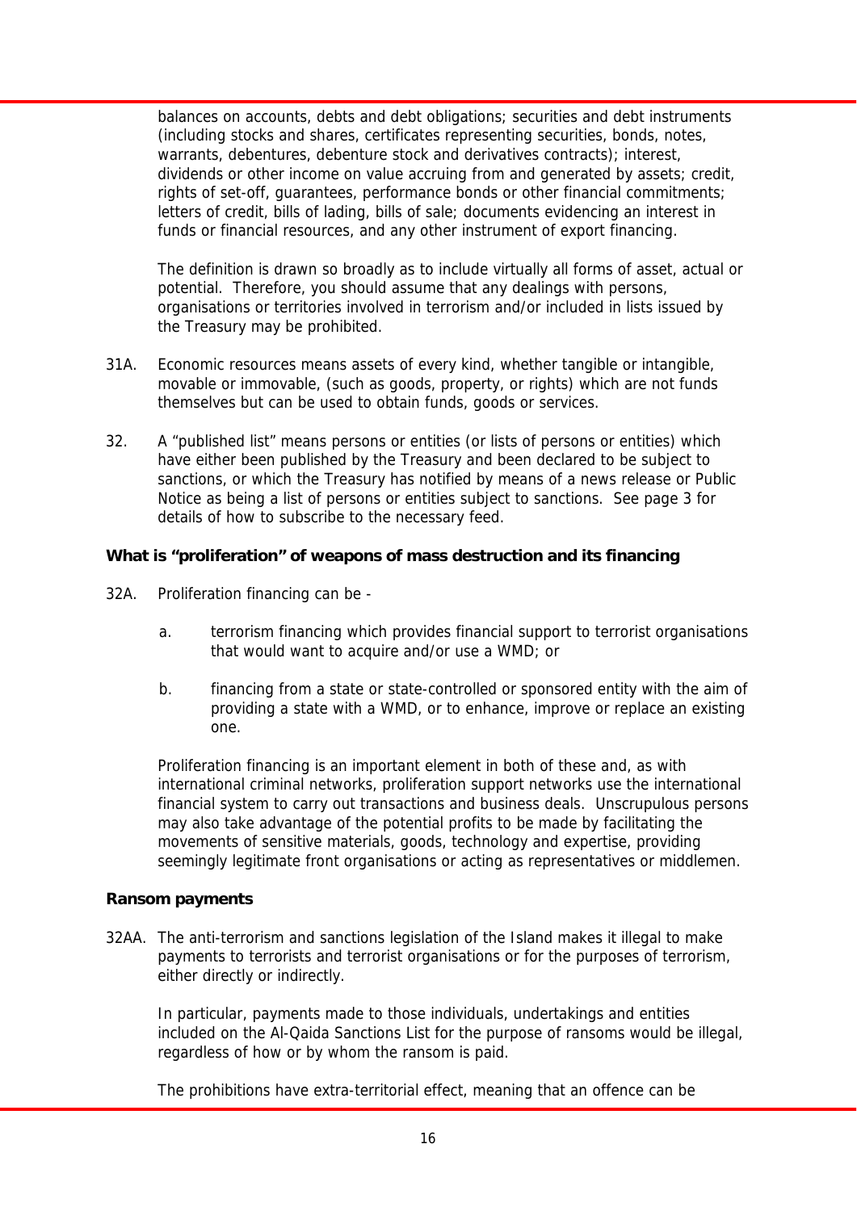balances on accounts, debts and debt obligations; securities and debt instruments (including stocks and shares, certificates representing securities, bonds, notes, warrants, debentures, debenture stock and derivatives contracts); interest, dividends or other income on value accruing from and generated by assets; credit, rights of set-off, guarantees, performance bonds or other financial commitments; letters of credit, bills of lading, bills of sale; documents evidencing an interest in funds or financial resources, and any other instrument of export financing.

The definition is drawn so broadly as to include virtually all forms of asset, actual or potential. Therefore, you should assume that any dealings with persons, organisations or territories involved in terrorism and/or included in lists issued by the Treasury may be prohibited.

31A. Economic resources means assets of every kind, whether tangible or intangible, movable or immovable, (such as goods, property, or rights) which are not funds themselves but can be used to obtain funds, goods or services.

32. A "published list" means persons or entities (or lists of persons or entities) which have either been published by the Treasury and been declared to be subject to sanctions, or which the Treasury has notified by means of a news release or Public Notice as being a list of persons or entities subject to sanctions. See page 3 for details of how to subscribe to the necessary feed.

**What is "proliferation" of weapons of mass destruction and its financing**

32A. Proliferation financing can be -

a. terrorism financing which provides financial support to terrorist organisations that would want to acquire and/or use a WMD; or

b. financing from a state or state-controlled or sponsored entity with the aim of providing a state with a WMD, or to enhance, improve or replace an existing one.

Proliferation financing is an important element in both of these and, as with international criminal networks, proliferation support networks use the international financial system to carry out transactions and business deals. Unscrupulous persons may also take advantage of the potential profits to be made by facilitating the movements of sensitive materials, goods, technology and expertise, providing seemingly legitimate front organisations or acting as representatives or middlemen.

**Ransom payments**

32AA. The anti-terrorism and sanctions legislation of the Island makes it illegal to make payments to terrorists and terrorist organisations or for the purposes of terrorism, either directly or indirectly.

In particular, payments made to those individuals, undertakings and entities included on the Al-Qaida Sanctions List for the purpose of ransoms would be illegal, regardless of how or by whom the ransom is paid.

The prohibitions have extra-territorial effect, meaning that an offence can be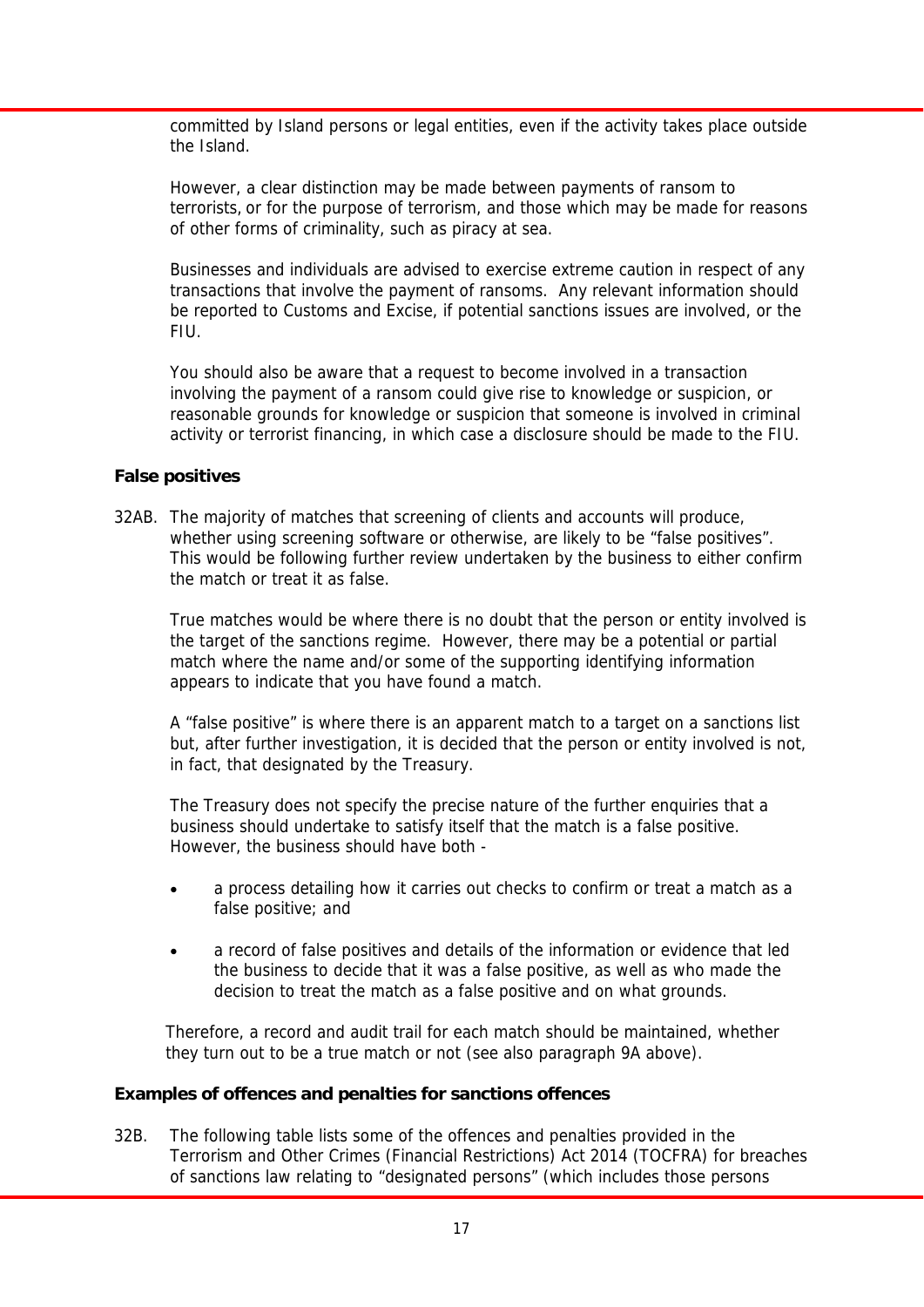committed by Island persons or legal entities, even if the activity takes place outside the Island.

However, a clear distinction may be made between payments of ransom to terrorists, or for the purpose of terrorism, and those which may be made for reasons of other forms of criminality, such as piracy at sea.

Businesses and individuals are advised to exercise extreme caution in respect of any transactions that involve the payment of ransoms. Any relevant information should be reported to Customs and Excise, if potential sanctions issues are involved, or the FIU.

You should also be aware that a request to become involved in a transaction involving the payment of a ransom could give rise to knowledge or suspicion, or reasonable grounds for knowledge or suspicion that someone is involved in criminal activity or terrorist financing, in which case a disclosure should be made to the FIU.

**False positives**

32AB. The majority of matches that screening of clients and accounts will produce, whether using screening software or otherwise, are likely to be "false positives". This would be following further review undertaken by the business to either confirm the match or treat it as false.

True matches would be where there is no doubt that the person or entity involved is the target of the sanctions regime. However, there may be a potential or partial match where the name and/or some of the supporting identifying information appears to indicate that you have found a match.

A "false positive" is where there is an apparent match to a target on a sanctions list but, after further investigation, it is decided that the person or entity involved is not, in fact, that designated by the Treasury.

The Treasury does not specify the precise nature of the further enquiries that a business should undertake to satisfy itself that the match is a false positive. However, the business should have both -

- a process detailing how it carries out checks to confirm or treat a match as a false positive; and
- a record of false positives and details of the information or evidence that led the business to decide that it was a false positive, as well as who made the decision to treat the match as a false positive and on what grounds.

Therefore, a record and audit trail for each match should be maintained, whether they turn out to be a true match or not (see also paragraph 9A above).

**Examples of offences and penalties for sanctions offences**

32B. The following table lists some of the offences and penalties provided in the Terrorism and Other Crimes (Financial Restrictions) Act 2014 (TOCFRA) for breaches of sanctions law relating to "designated persons" (which includes those persons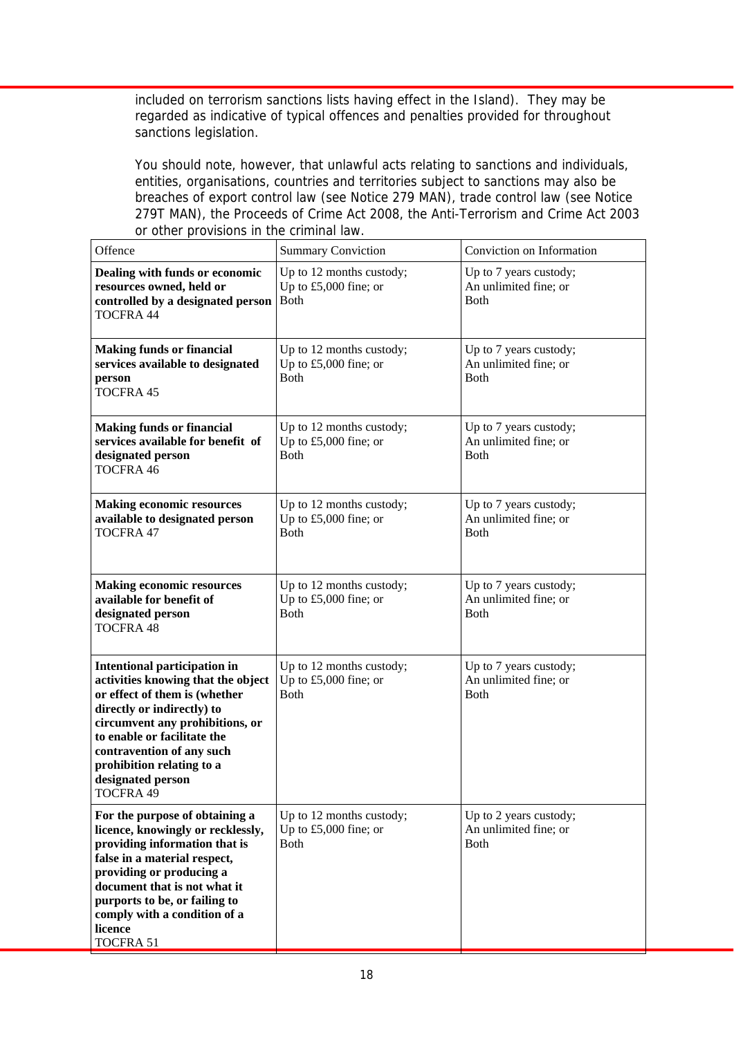included on terrorism sanctions lists having effect in the Island). They may be regarded as indicative of typical offences and penalties provided for throughout sanctions legislation.

You should note, however, that unlawful acts relating to sanctions and individuals, entities, organisations, countries and territories subject to sanctions may also be breaches of export control law (see Notice 279 MAN), trade control law (see Notice 279T MAN), the Proceeds of Crime Act 2008, the Anti-Terrorism and Crime Act 2003 or other provisions in the criminal law.

| Offence | Summary Conviction | Conviction on Information |
|---|---|---|
| **Dealing with funds or economic resources owned, held or controlled by a designated person** TOCFRA 44 | Up to 12 months custody; Up to £5,000 fine; or Both | Up to 7 years custody; An unlimited fine; or Both |
| **Making funds or financial services available to designated person** TOCFRA 45 | Up to 12 months custody; Up to £5,000 fine; or Both | Up to 7 years custody; An unlimited fine; or Both |
| **Making funds or financial services available for benefit of designated person** TOCFRA 46 | Up to 12 months custody; Up to £5,000 fine; or Both | Up to 7 years custody; An unlimited fine; or Both |
| **Making economic resources available to designated person** TOCFRA 47 | Up to 12 months custody; Up to £5,000 fine; or Both | Up to 7 years custody; An unlimited fine; or Both |
| **Making economic resources available for benefit of designated person** TOCFRA 48 | Up to 12 months custody; Up to £5,000 fine; or Both | Up to 7 years custody; An unlimited fine; or Both |
| **Intentional participation in activities knowing that the object or effect of them is (whether directly or indirectly) to circumvent any prohibitions, or to enable or facilitate the contravention of any such prohibition relating to a designated person** TOCFRA 49 | Up to 12 months custody; Up to £5,000 fine; or Both | Up to 7 years custody; An unlimited fine; or Both |
| **For the purpose of obtaining a licence, knowingly or recklessly, providing information that is false in a material respect, providing or producing a document that is not what it purports to be, or failing to comply with a condition of a licence** TOCFRA 51 | Up to 12 months custody; Up to £5,000 fine; or Both | Up to 2 years custody; An unlimited fine; or Both |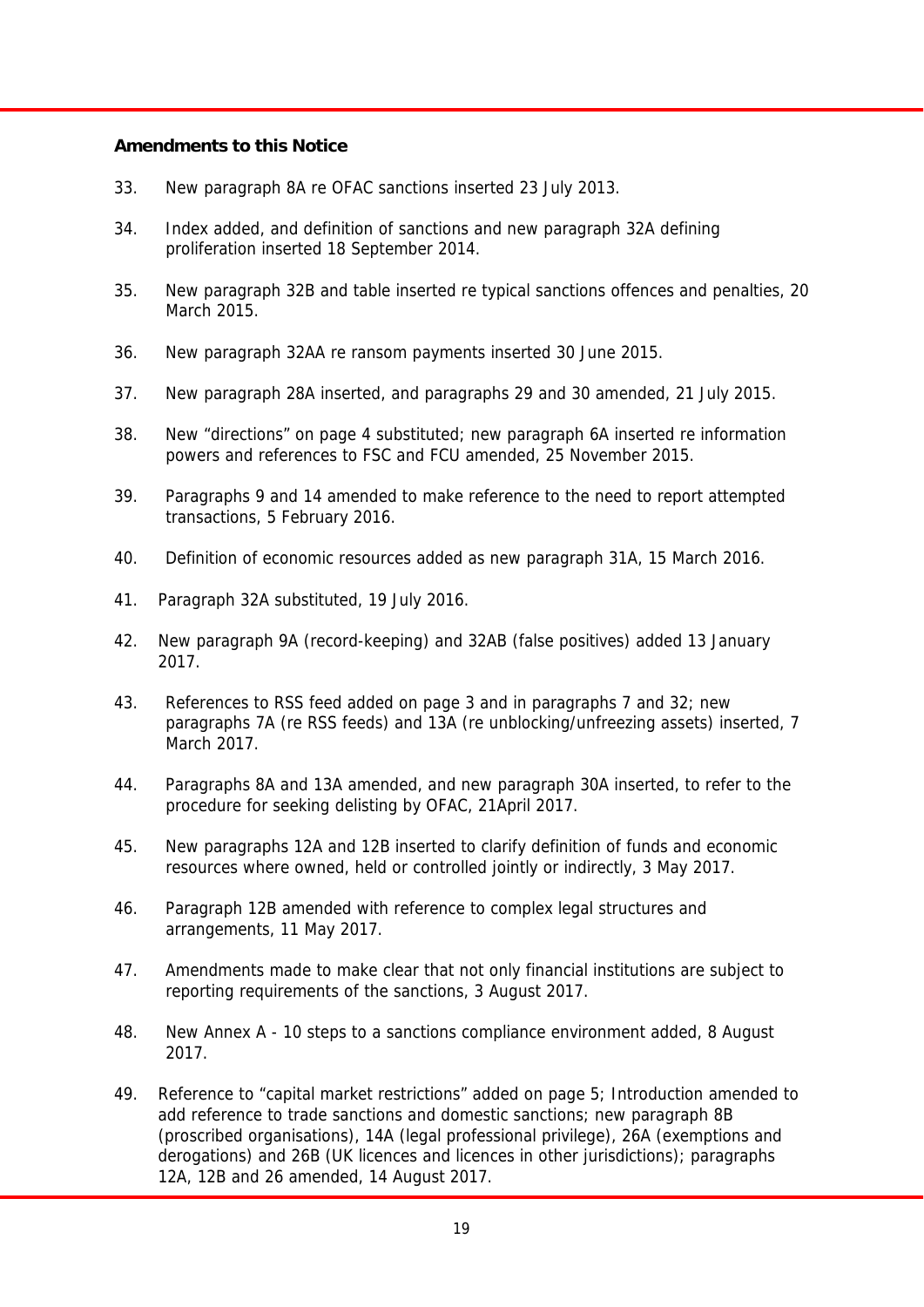**Amendments to this Notice**

33. New paragraph 8A re OFAC sanctions inserted 23 July 2013.

34. Index added, and definition of sanctions and new paragraph 32A defining proliferation inserted 18 September 2014.

35. New paragraph 32B and table inserted re typical sanctions offences and penalties, 20 March 2015.

36. New paragraph 32AA re ransom payments inserted 30 June 2015.

37. New paragraph 28A inserted, and paragraphs 29 and 30 amended, 21 July 2015.

38. New "directions" on page 4 substituted; new paragraph 6A inserted re information powers and references to FSC and FCU amended, 25 November 2015.

39. Paragraphs 9 and 14 amended to make reference to the need to report attempted transactions, 5 February 2016.

40. Definition of economic resources added as new paragraph 31A, 15 March 2016.

41. Paragraph 32A substituted, 19 July 2016.

42. New paragraph 9A (record-keeping) and 32AB (false positives) added 13 January 2017.

43. References to RSS feed added on page 3 and in paragraphs 7 and 32; new paragraphs 7A (re RSS feeds) and 13A (re unblocking/unfreezing assets) inserted, 7 March 2017.

44. Paragraphs 8A and 13A amended, and new paragraph 30A inserted, to refer to the procedure for seeking delisting by OFAC, 21April 2017.

45. New paragraphs 12A and 12B inserted to clarify definition of funds and economic resources where owned, held or controlled jointly or indirectly, 3 May 2017.

46. Paragraph 12B amended with reference to complex legal structures and arrangements, 11 May 2017.

47. Amendments made to make clear that not only financial institutions are subject to reporting requirements of the sanctions, 3 August 2017.

48. New Annex A - 10 steps to a sanctions compliance environment added, 8 August 2017.

49. Reference to "capital market restrictions" added on page 5; Introduction amended to add reference to trade sanctions and domestic sanctions; new paragraph 8B (proscribed organisations), 14A (legal professional privilege), 26A (exemptions and derogations) and 26B (UK licences and licences in other jurisdictions); paragraphs 12A, 12B and 26 amended, 14 August 2017.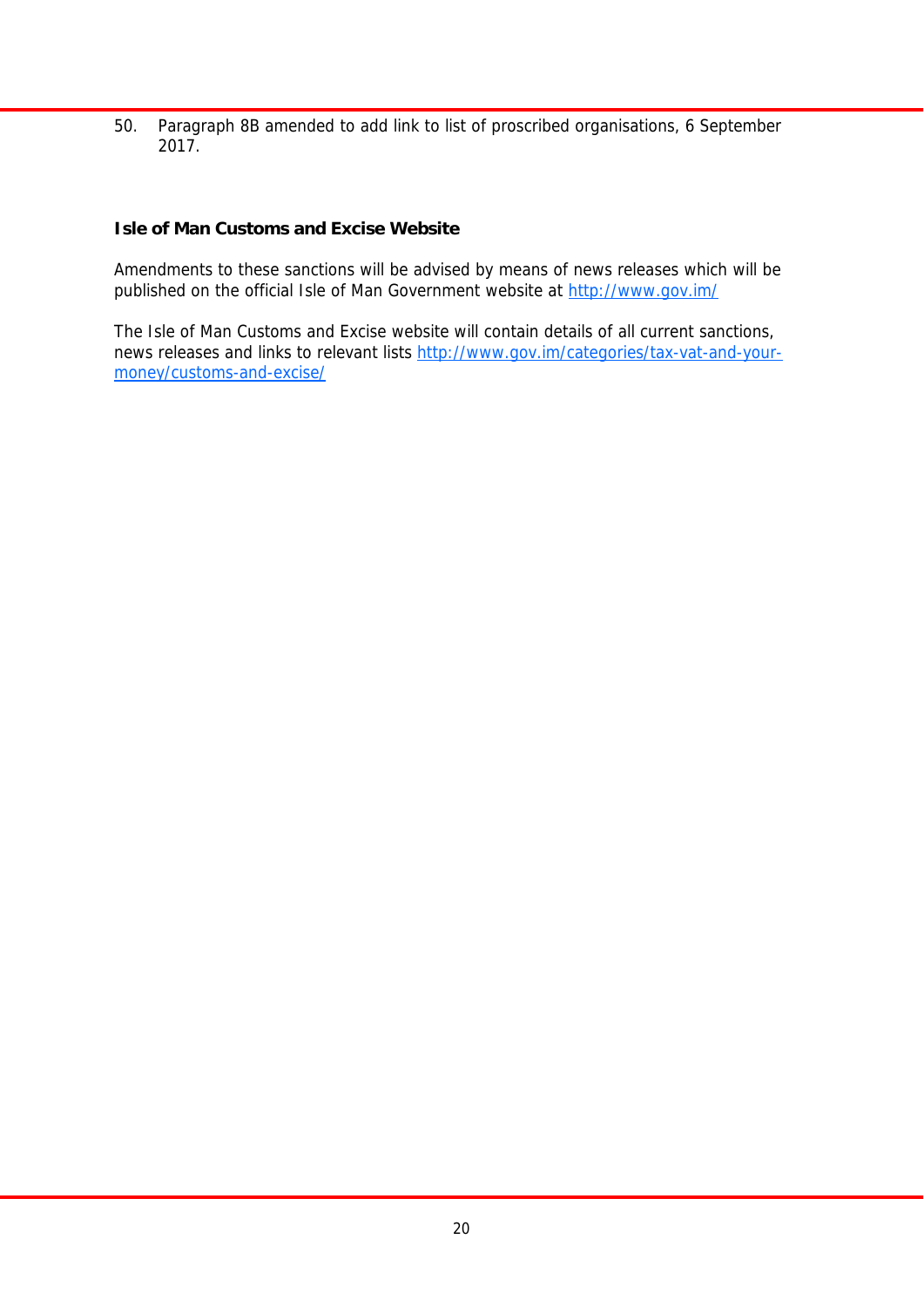50. Paragraph 8B amended to add link to list of proscribed organisations, 6 September 2017.

**Isle of Man Customs and Excise Website**

Amendments to these sanctions will be advised by means of news releases which will be published on the official Isle of Man Government website at [http://www.gov.im/](http://www.gov.im/)

The Isle of Man Customs and Excise website will contain details of all current sanctions, news releases and links to relevant lists [http://www.gov.im/categories/tax-vat-and-your-money/customs-and-excise/](http://www.gov.im/categories/tax-vat-and-your-money/customs-and-excise/)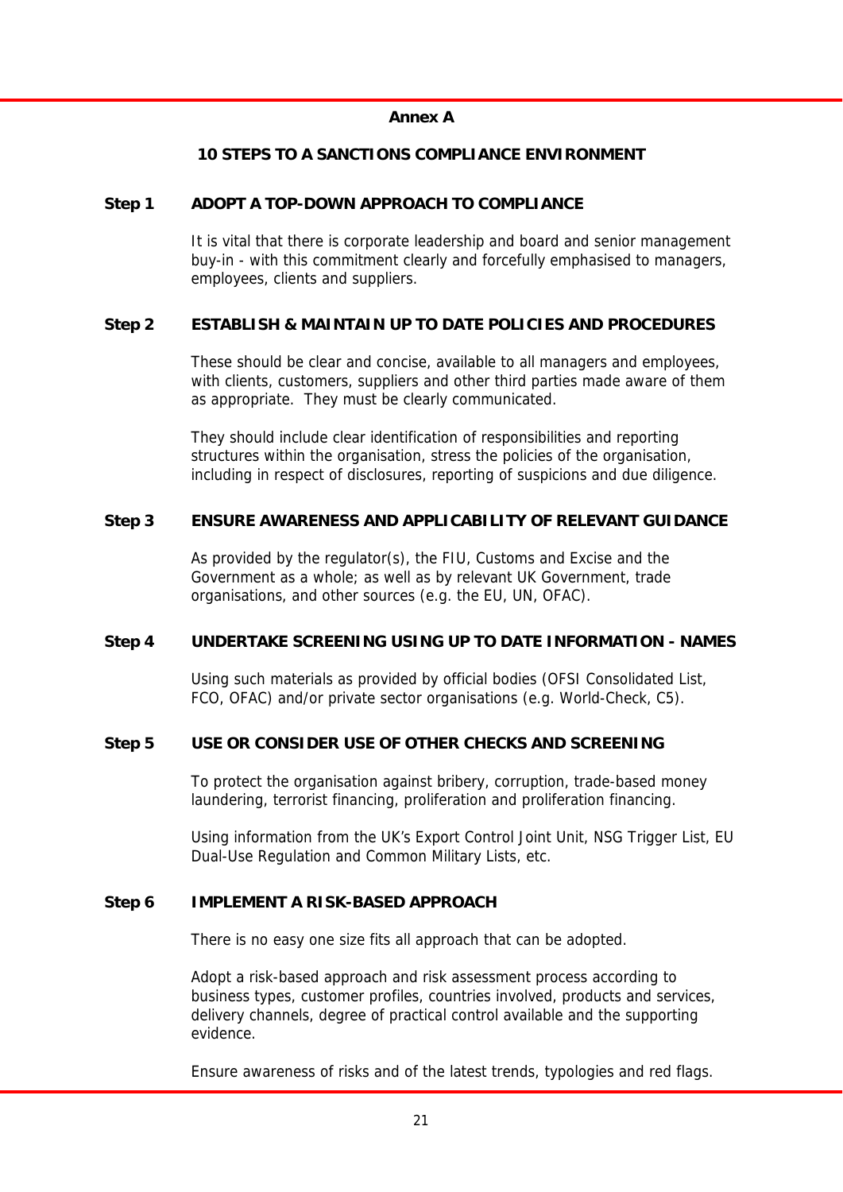**Annex A**

## 10 STEPS TO A SANCTIONS COMPLIANCE ENVIRONMENT

### Step 1 ADOPT A TOP-DOWN APPROACH TO COMPLIANCE

It is vital that there is corporate leadership and board and senior management buy-in - with this commitment clearly and forcefully emphasised to managers, employees, clients and suppliers.

### Step 2 ESTABLISH & MAINTAIN UP TO DATE POLICIES AND PROCEDURES

These should be clear and concise, available to all managers and employees, with clients, customers, suppliers and other third parties made aware of them as appropriate. They must be clearly communicated.

They should include clear identification of responsibilities and reporting structures within the organisation, stress the policies of the organisation, including in respect of disclosures, reporting of suspicions and due diligence.

### Step 3 ENSURE AWARENESS AND APPLICABILITY OF RELEVANT GUIDANCE

As provided by the regulator(s), the FIU, Customs and Excise and the Government as a whole; as well as by relevant UK Government, trade organisations, and other sources (e.g. the EU, UN, OFAC).

### Step 4 UNDERTAKE SCREENING USING UP TO DATE INFORMATION - NAMES

Using such materials as provided by official bodies (OFSI Consolidated List, FCO, OFAC) and/or private sector organisations (e.g. World-Check, C5).

### Step 5 USE OR CONSIDER USE OF OTHER CHECKS AND SCREENING

To protect the organisation against bribery, corruption, trade-based money laundering, terrorist financing, proliferation and proliferation financing.

Using information from the UK's Export Control Joint Unit, NSG Trigger List, EU Dual-Use Regulation and Common Military Lists, etc.

### Step 6 IMPLEMENT A RISK-BASED APPROACH

There is no easy one size fits all approach that can be adopted.

Adopt a risk-based approach and risk assessment process according to business types, customer profiles, countries involved, products and services, delivery channels, degree of practical control available and the supporting evidence.

Ensure awareness of risks and of the latest trends, typologies and red flags.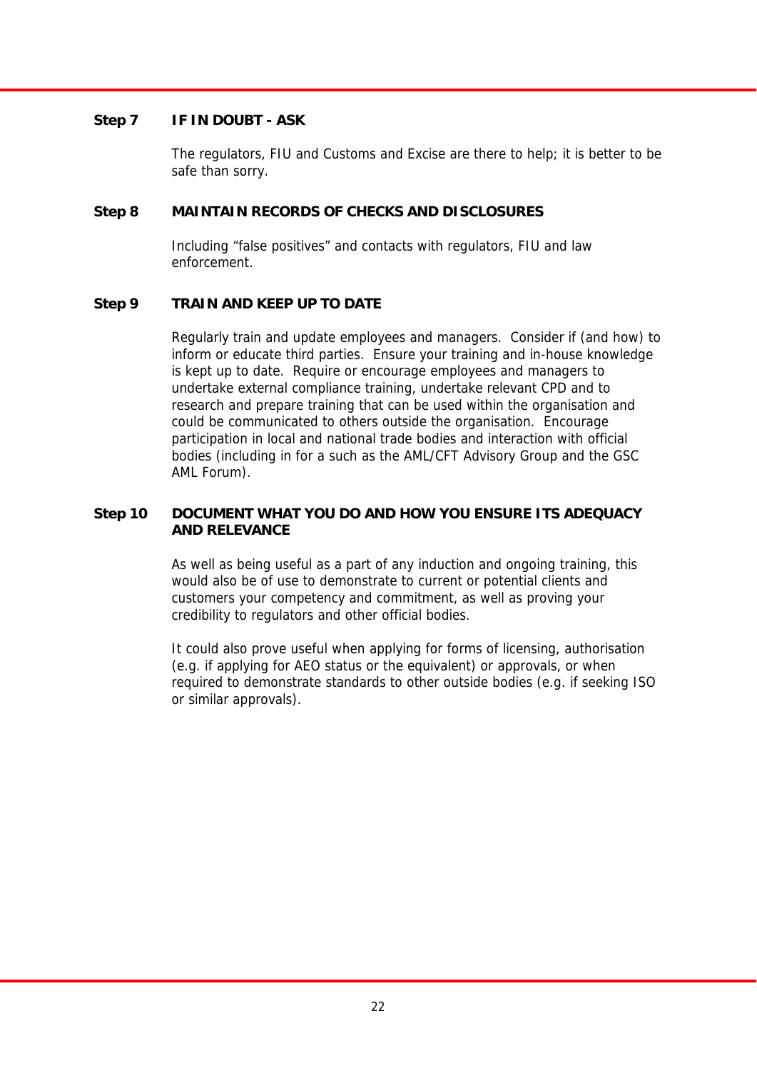**Step 7 IF IN DOUBT - ASK**

The regulators, FIU and Customs and Excise are there to help; it is better to be safe than sorry.

**Step 8 MAINTAIN RECORDS OF CHECKS AND DISCLOSURES**

Including "false positives" and contacts with regulators, FIU and law enforcement.

**Step 9 TRAIN AND KEEP UP TO DATE**

Regularly train and update employees and managers. Consider if (and how) to inform or educate third parties. Ensure your training and in-house knowledge is kept up to date. Require or encourage employees and managers to undertake external compliance training, undertake relevant CPD and to research and prepare training that can be used within the organisation and could be communicated to others outside the organisation. Encourage participation in local and national trade bodies and interaction with official bodies (including in for a such as the AML/CFT Advisory Group and the GSC AML Forum).

**Step 10 DOCUMENT WHAT YOU DO AND HOW YOU ENSURE ITS ADEQUACY AND RELEVANCE**

As well as being useful as a part of any induction and ongoing training, this would also be of use to demonstrate to current or potential clients and customers your competency and commitment, as well as proving your credibility to regulators and other official bodies.

It could also prove useful when applying for forms of licensing, authorisation (e.g. if applying for AEO status or the equivalent) or approvals, or when required to demonstrate standards to other outside bodies (e.g. if seeking ISO or similar approvals).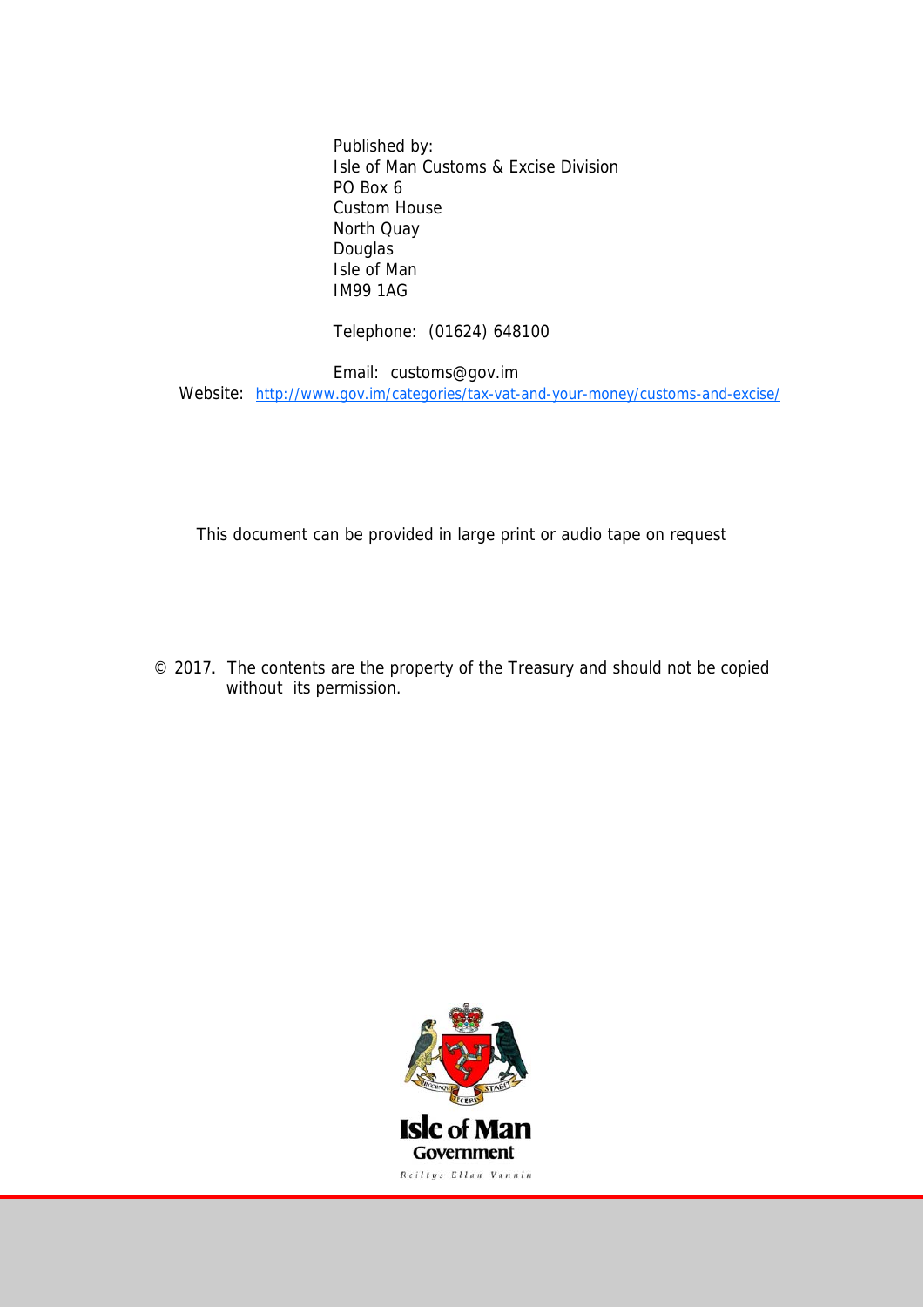Published by:
Isle of Man Customs & Excise Division
PO Box 6
Custom House
North Quay
Douglas
Isle of Man
IM99 1AG

Telephone: (01624) 648100

Email: customs@gov.im
Website: http://www.gov.im/categories/tax-vat-and-your-money/customs-and-excise/

This document can be provided in large print or audio tape on request

© 2017. The contents are the property of the Treasury and should not be copied without its permission.

Isle of Man Government
Reiltys Ellan Vannin